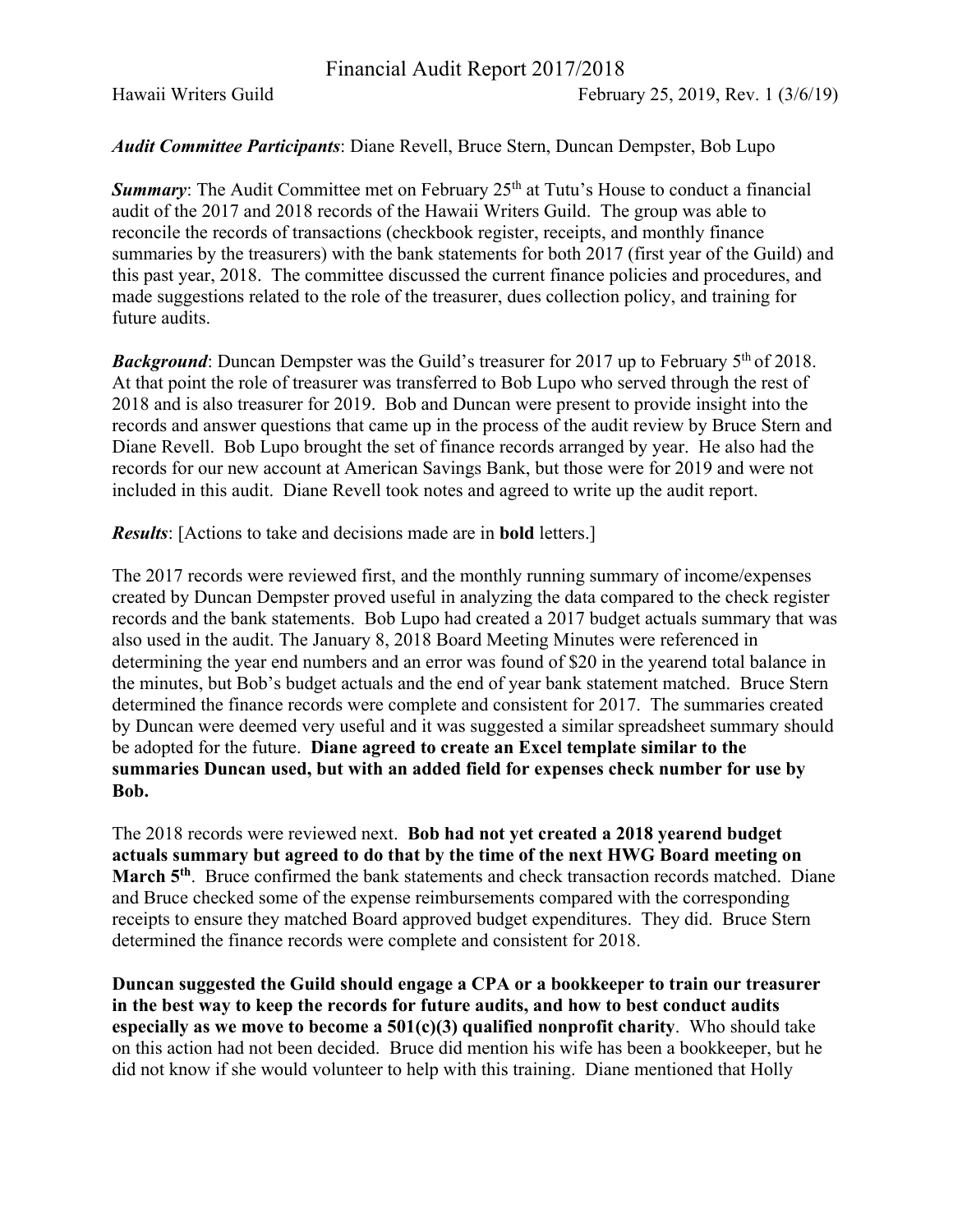# Financial Audit Report 2017/2018

Hawaii Writers Guild — February 25, 2019, Rev. 1 (3/6/19)

***Audit Committee Participants***: Diane Revell, Bruce Stern, Duncan Dempster, Bob Lupo

***Summary***: The Audit Committee met on February 25th at Tutu's House to conduct a financial audit of the 2017 and 2018 records of the Hawaii Writers Guild. The group was able to reconcile the records of transactions (checkbook register, receipts, and monthly finance summaries by the treasurers) with the bank statements for both 2017 (first year of the Guild) and this past year, 2018. The committee discussed the current finance policies and procedures, and made suggestions related to the role of the treasurer, dues collection policy, and training for future audits.

***Background***: Duncan Dempster was the Guild's treasurer for 2017 up to February 5th of 2018. At that point the role of treasurer was transferred to Bob Lupo who served through the rest of 2018 and is also treasurer for 2019. Bob and Duncan were present to provide insight into the records and answer questions that came up in the process of the audit review by Bruce Stern and Diane Revell. Bob Lupo brought the set of finance records arranged by year. He also had the records for our new account at American Savings Bank, but those were for 2019 and were not included in this audit. Diane Revell took notes and agreed to write up the audit report.

***Results***: [Actions to take and decisions made are in **bold** letters.]

The 2017 records were reviewed first, and the monthly running summary of income/expenses created by Duncan Dempster proved useful in analyzing the data compared to the check register records and the bank statements. Bob Lupo had created a 2017 budget actuals summary that was also used in the audit. The January 8, 2018 Board Meeting Minutes were referenced in determining the year end numbers and an error was found of $20 in the yearend total balance in the minutes, but Bob's budget actuals and the end of year bank statement matched. Bruce Stern determined the finance records were complete and consistent for 2017. The summaries created by Duncan were deemed very useful and it was suggested a similar spreadsheet summary should be adopted for the future. **Diane agreed to create an Excel template similar to the summaries Duncan used, but with an added field for expenses check number for use by Bob.**

The 2018 records were reviewed next. **Bob had not yet created a 2018 yearend budget actuals summary but agreed to do that by the time of the next HWG Board meeting on March 5th**. Bruce confirmed the bank statements and check transaction records matched. Diane and Bruce checked some of the expense reimbursements compared with the corresponding receipts to ensure they matched Board approved budget expenditures. They did. Bruce Stern determined the finance records were complete and consistent for 2018.

**Duncan suggested the Guild should engage a CPA or a bookkeeper to train our treasurer in the best way to keep the records for future audits, and how to best conduct audits especially as we move to become a 501(c)(3) qualified nonprofit charity**. Who should take on this action had not been decided. Bruce did mention his wife has been a bookkeeper, but he did not know if she would volunteer to help with this training. Diane mentioned that Holly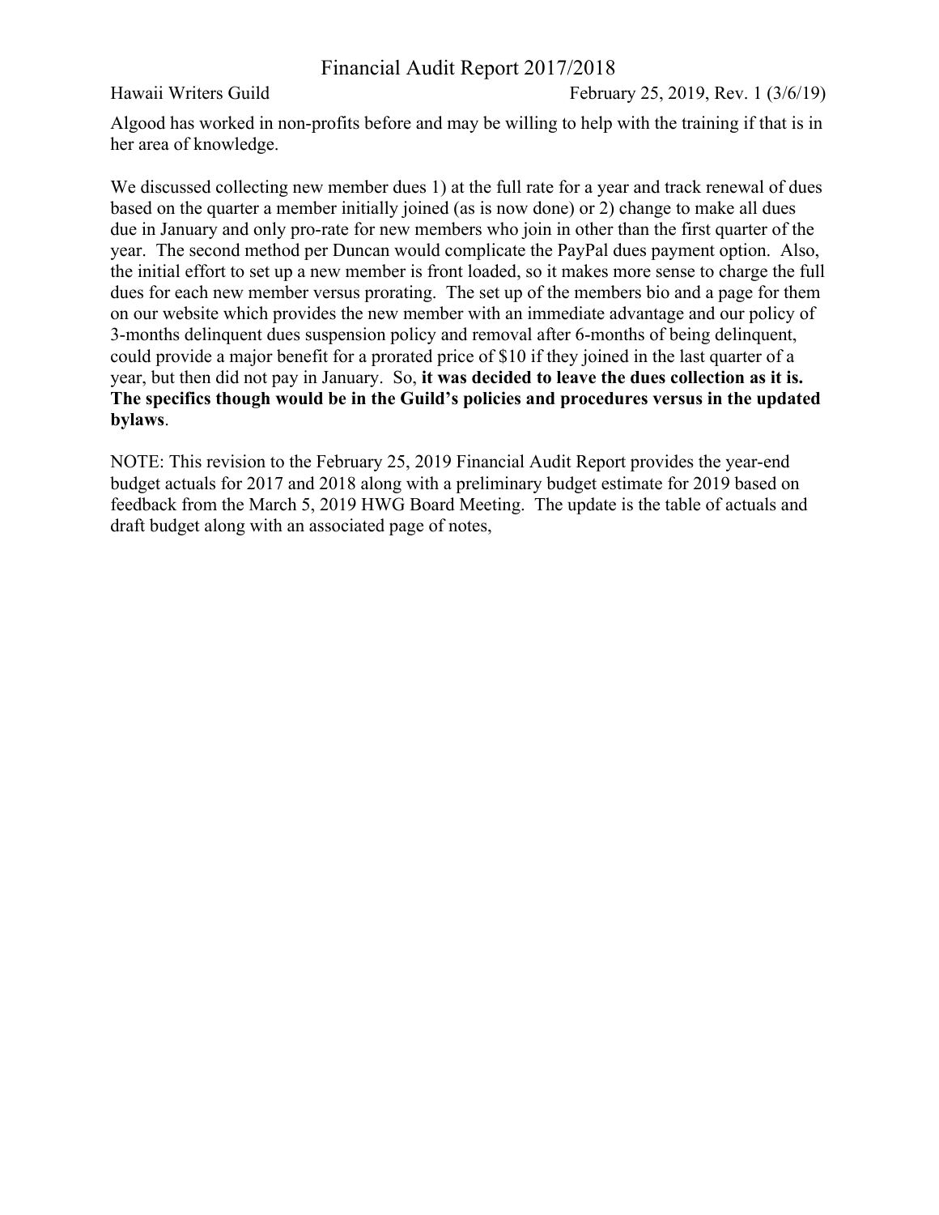Algood has worked in non-profits before and may be willing to help with the training if that is in her area of knowledge.

We discussed collecting new member dues 1) at the full rate for a year and track renewal of dues based on the quarter a member initially joined (as is now done) or 2) change to make all dues due in January and only pro-rate for new members who join in other than the first quarter of the year. The second method per Duncan would complicate the PayPal dues payment option. Also, the initial effort to set up a new member is front loaded, so it makes more sense to charge the full dues for each new member versus prorating. The set up of the members bio and a page for them on our website which provides the new member with an immediate advantage and our policy of 3-months delinquent dues suspension policy and removal after 6-months of being delinquent, could provide a major benefit for a prorated price of $10 if they joined in the last quarter of a year, but then did not pay in January. So, **it was decided to leave the dues collection as it is. The specifics though would be in the Guild's policies and procedures versus in the updated bylaws**.

NOTE: This revision to the February 25, 2019 Financial Audit Report provides the year-end budget actuals for 2017 and 2018 along with a preliminary budget estimate for 2019 based on feedback from the March 5, 2019 HWG Board Meeting. The update is the table of actuals and draft budget along with an associated page of notes,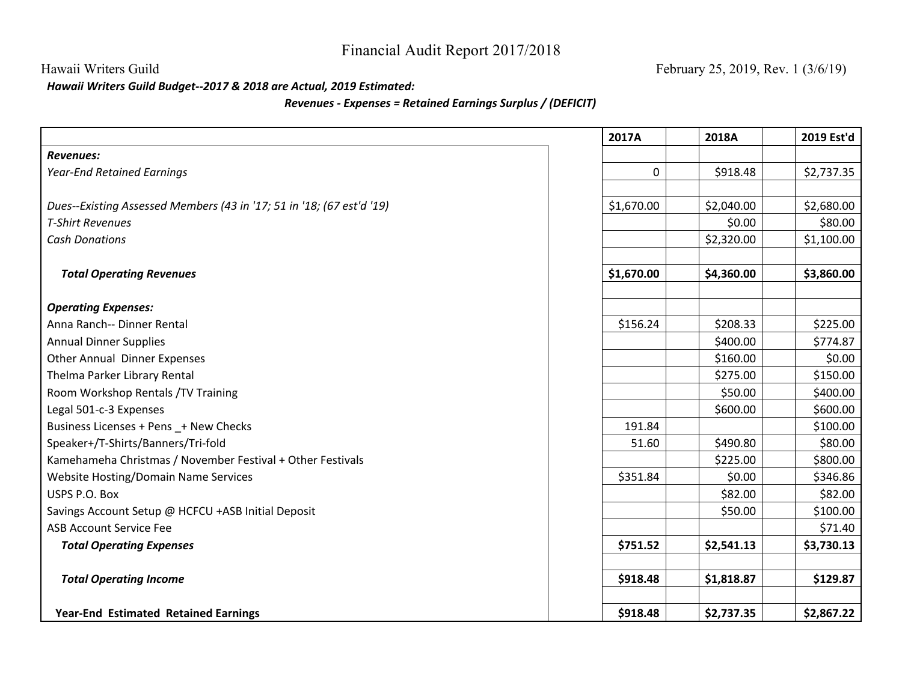# Financial Audit Report 2017/2018

Hawaii Writers Guild

February 25, 2019, Rev. 1 (3/6/19)

***Hawaii Writers Guild Budget--2017 & 2018 are Actual, 2019 Estimated:***

***Revenues - Expenses = Retained Earnings Surplus / (DEFICIT)***

| | 2017A | 2018A | 2019 Est'd |
|---|---|---|---|
| ***Revenues:*** | | | |
| *Year-End Retained Earnings* | 0 | $918.48 | $2,737.35 |
| | | | |
| *Dues--Existing Assessed Members (43 in '17; 51 in '18; (67 est'd '19)* | $1,670.00 | $2,040.00 | $2,680.00 |
| *T-Shirt Revenues* | | $0.00 | $80.00 |
| *Cash Donations* | | $2,320.00 | $1,100.00 |
| | | | |
| ***Total Operating Revenues*** | **$1,670.00** | **$4,360.00** | **$3,860.00** |
| | | | |
| ***Operating Expenses:*** | | | |
| Anna Ranch-- Dinner Rental | $156.24 | $208.33 | $225.00 |
| Annual Dinner Supplies | | $400.00 | $774.87 |
| Other Annual Dinner Expenses | | $160.00 | $0.00 |
| Thelma Parker Library Rental | | $275.00 | $150.00 |
| Room Workshop Rentals /TV Training | | $50.00 | $400.00 |
| Legal 501-c-3 Expenses | | $600.00 | $600.00 |
| Business Licenses + Pens _+ New Checks | 191.84 | | $100.00 |
| Speaker+/T-Shirts/Banners/Tri-fold | 51.60 | $490.80 | $80.00 |
| Kamehameha Christmas / November Festival + Other Festivals | | $225.00 | $800.00 |
| Website Hosting/Domain Name Services | $351.84 | $0.00 | $346.86 |
| USPS P.O. Box | | $82.00 | $82.00 |
| Savings Account Setup @ HCFCU +ASB Initial Deposit | | $50.00 | $100.00 |
| ASB Account Service Fee | | | $71.40 |
| ***Total Operating Expenses*** | **$751.52** | **$2,541.13** | **$3,730.13** |
| | | | |
| ***Total Operating Income*** | **$918.48** | **$1,818.87** | **$129.87** |
| | | | |
| **Year-End Estimated Retained Earnings** | **$918.48** | **$2,737.35** | **$2,867.22** |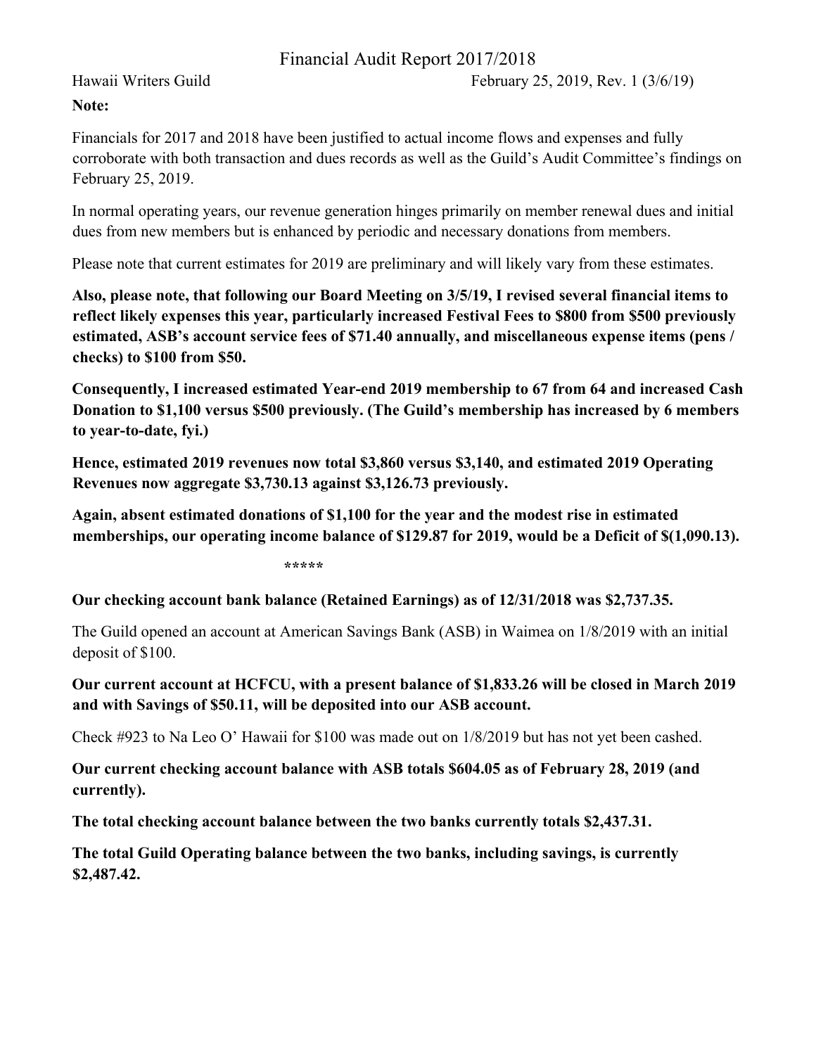# Financial Audit Report 2017/2018

Hawaii Writers Guild February 25, 2019, Rev. 1 (3/6/19)

**Note:**

Financials for 2017 and 2018 have been justified to actual income flows and expenses and fully corroborate with both transaction and dues records as well as the Guild's Audit Committee's findings on February 25, 2019.

In normal operating years, our revenue generation hinges primarily on member renewal dues and initial dues from new members but is enhanced by periodic and necessary donations from members.

Please note that current estimates for 2019 are preliminary and will likely vary from these estimates.

**Also, please note, that following our Board Meeting on 3/5/19, I revised several financial items to reflect likely expenses this year, particularly increased Festival Fees to $800 from $500 previously estimated, ASB's account service fees of $71.40 annually, and miscellaneous expense items (pens / checks) to $100 from $50.**

**Consequently, I increased estimated Year-end 2019 membership to 67 from 64 and increased Cash Donation to $1,100 versus $500 previously. (The Guild's membership has increased by 6 members to year-to-date, fyi.)**

**Hence, estimated 2019 revenues now total $3,860 versus $3,140, and estimated 2019 Operating Revenues now aggregate $3,730.13 against $3,126.73 previously.**

**Again, absent estimated donations of $1,100 for the year and the modest rise in estimated memberships, our operating income balance of $129.87 for 2019, would be a Deficit of $(1,090.13).**

*****

**Our checking account bank balance (Retained Earnings) as of 12/31/2018 was $2,737.35.**

The Guild opened an account at American Savings Bank (ASB) in Waimea on 1/8/2019 with an initial deposit of $100.

**Our current account at HCFCU, with a present balance of $1,833.26 will be closed in March 2019 and with Savings of $50.11, will be deposited into our ASB account.**

Check #923 to Na Leo O' Hawaii for $100 was made out on 1/8/2019 but has not yet been cashed.

**Our current checking account balance with ASB totals $604.05 as of February 28, 2019 (and currently).**

**The total checking account balance between the two banks currently totals $2,437.31.**

**The total Guild Operating balance between the two banks, including savings, is currently $2,487.42.**